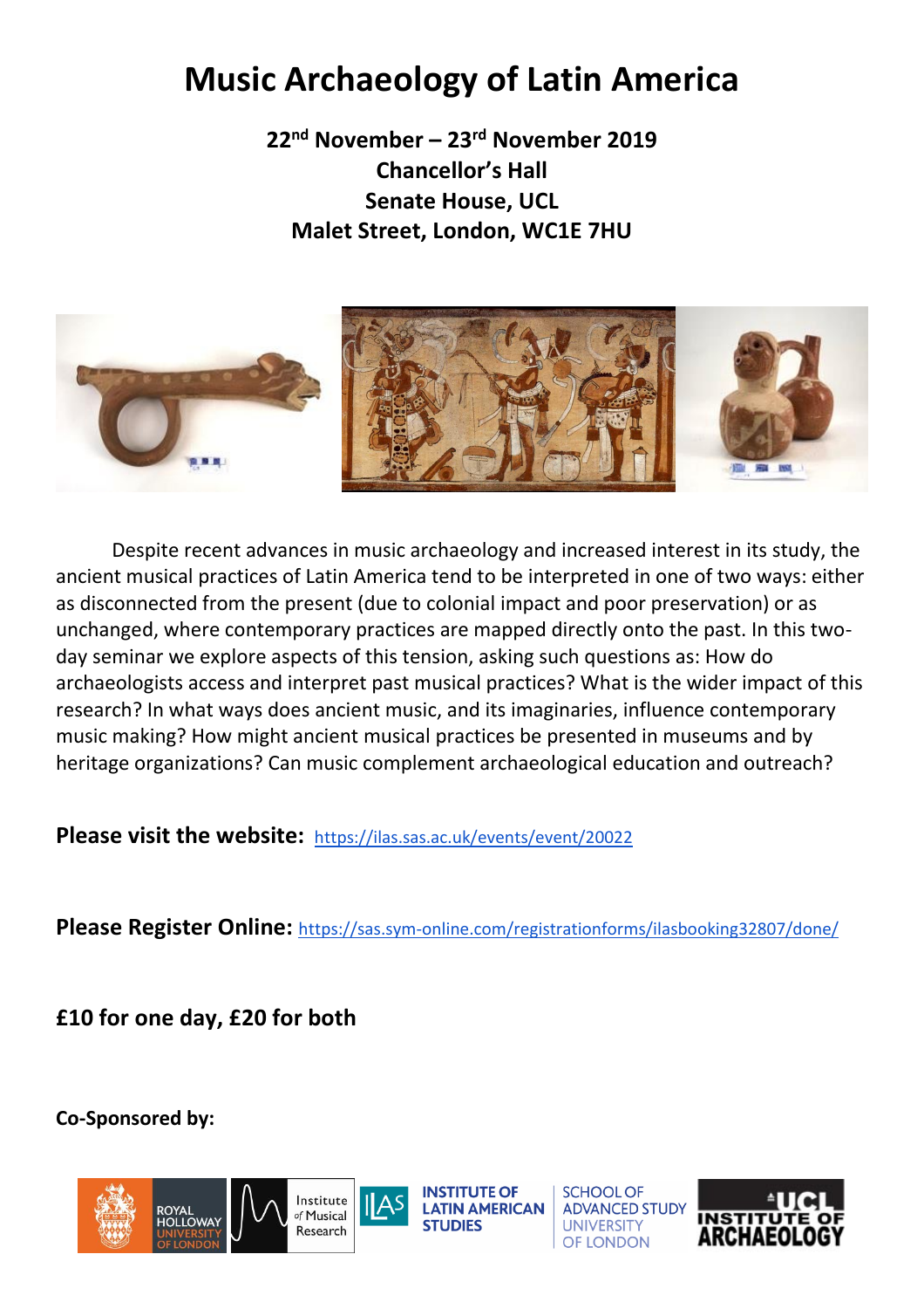# Music Archaeology of Latin America

**22nd November – 23rd November 2019**
**Chancellor's Hall**
**Senate House, UCL**
**Malet Street, London, WC1E 7HU**

Despite recent advances in music archaeology and increased interest in its study, the ancient musical practices of Latin America tend to be interpreted in one of two ways: either as disconnected from the present (due to colonial impact and poor preservation) or as unchanged, where contemporary practices are mapped directly onto the past. In this two-day seminar we explore aspects of this tension, asking such questions as: How do archaeologists access and interpret past musical practices? What is the wider impact of this research? In what ways does ancient music, and its imaginaries, influence contemporary music making? How might ancient musical practices be presented in museums and by heritage organizations? Can music complement archaeological education and outreach?

**Please visit the website:** https://ilas.sas.ac.uk/events/event/20022

**Please Register Online:** https://sas.sym-online.com/registrationforms/ilasbooking32807/done/

**£10 for one day, £20 for both**

**Co-Sponsored by:**

Royal Holloway University of London | Institute of Musical Research | ILAS Institute of Latin American Studies | School of Advanced Study University of London | UCL Institute of Archaeology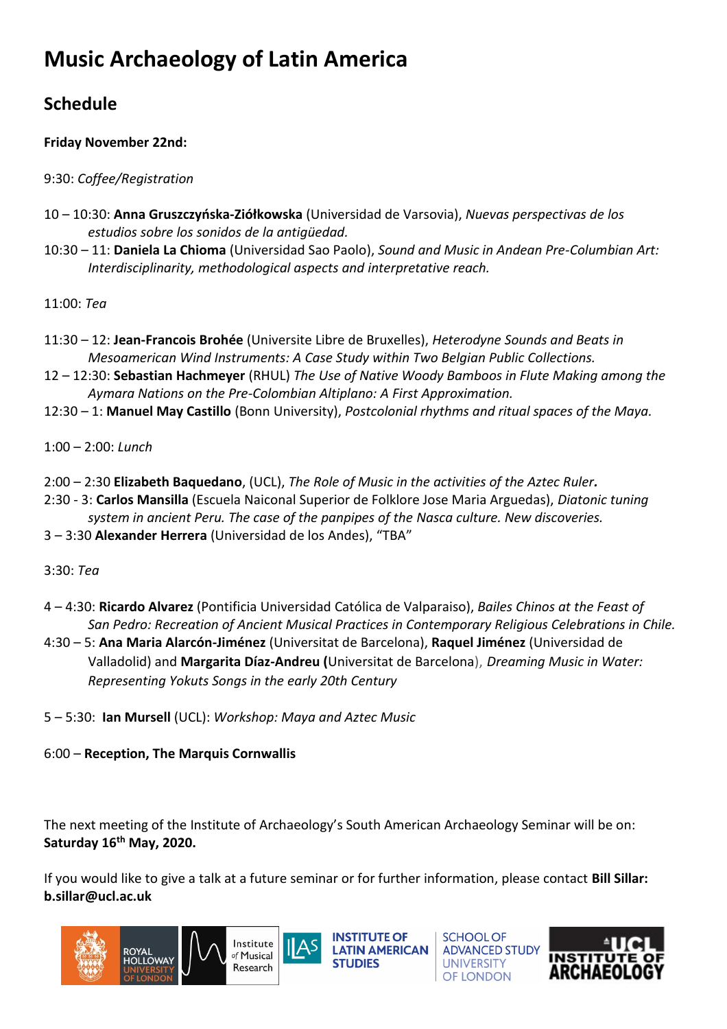# Music Archaeology of Latin America

## Schedule

**Friday November 22nd:**

9:30: *Coffee/Registration*

10 – 10:30: **Anna Gruszczyńska-Ziółkowska** (Universidad de Varsovia), *Nuevas perspectivas de los estudios sobre los sonidos de la antigüedad.*

10:30 – 11: **Daniela La Chioma** (Universidad Sao Paolo), *Sound and Music in Andean Pre-Columbian Art: Interdisciplinarity, methodological aspects and interpretative reach.*

11:00: *Tea*

11:30 – 12: **Jean-Francois Brohée** (Universite Libre de Bruxelles), *Heterodyne Sounds and Beats in Mesoamerican Wind Instruments: A Case Study within Two Belgian Public Collections.*

12 – 12:30: **Sebastian Hachmeyer** (RHUL) *The Use of Native Woody Bamboos in Flute Making among the Aymara Nations on the Pre-Colombian Altiplano: A First Approximation.*

12:30 – 1: **Manuel May Castillo** (Bonn University), *Postcolonial rhythms and ritual spaces of the Maya.*

1:00 – 2:00: *Lunch*

2:00 – 2:30 **Elizabeth Baquedano**, (UCL), *The Role of Music in the activities of the Aztec Ruler***.**

2:30 - 3: **Carlos Mansilla** (Escuela Naiconal Superior de Folklore Jose Maria Arguedas), *Diatonic tuning system in ancient Peru. The case of the panpipes of the Nasca culture. New discoveries.*

3 – 3:30 **Alexander Herrera** (Universidad de los Andes), "TBA"

3:30: *Tea*

4 – 4:30: **Ricardo Alvarez** (Pontificia Universidad Católica de Valparaiso), *Bailes Chinos at the Feast of San Pedro: Recreation of Ancient Musical Practices in Contemporary Religious Celebrations in Chile.*

4:30 – 5: **Ana Maria Alarcón-Jiménez** (Universitat de Barcelona), **Raquel Jiménez** (Universidad de Valladolid) and **Margarita Díaz-Andreu (**Universitat de Barcelona), *Dreaming Music in Water: Representing Yokuts Songs in the early 20th Century*

5 – 5:30: **Ian Mursell** (UCL): *Workshop: Maya and Aztec Music*

6:00 – **Reception, The Marquis Cornwallis**

The next meeting of the Institute of Archaeology's South American Archaeology Seminar will be on: **Saturday 16th May, 2020.**

If you would like to give a talk at a future seminar or for further information, please contact **Bill Sillar: b.sillar@ucl.ac.uk**

ROYAL HOLLOWAY UNIVERSITY OF LONDON | Institute of Musical Research | ILAS INSTITUTE OF LATIN AMERICAN STUDIES | SCHOOL OF ADVANCED STUDY UNIVERSITY OF LONDON | UCL INSTITUTE OF ARCHAEOLOGY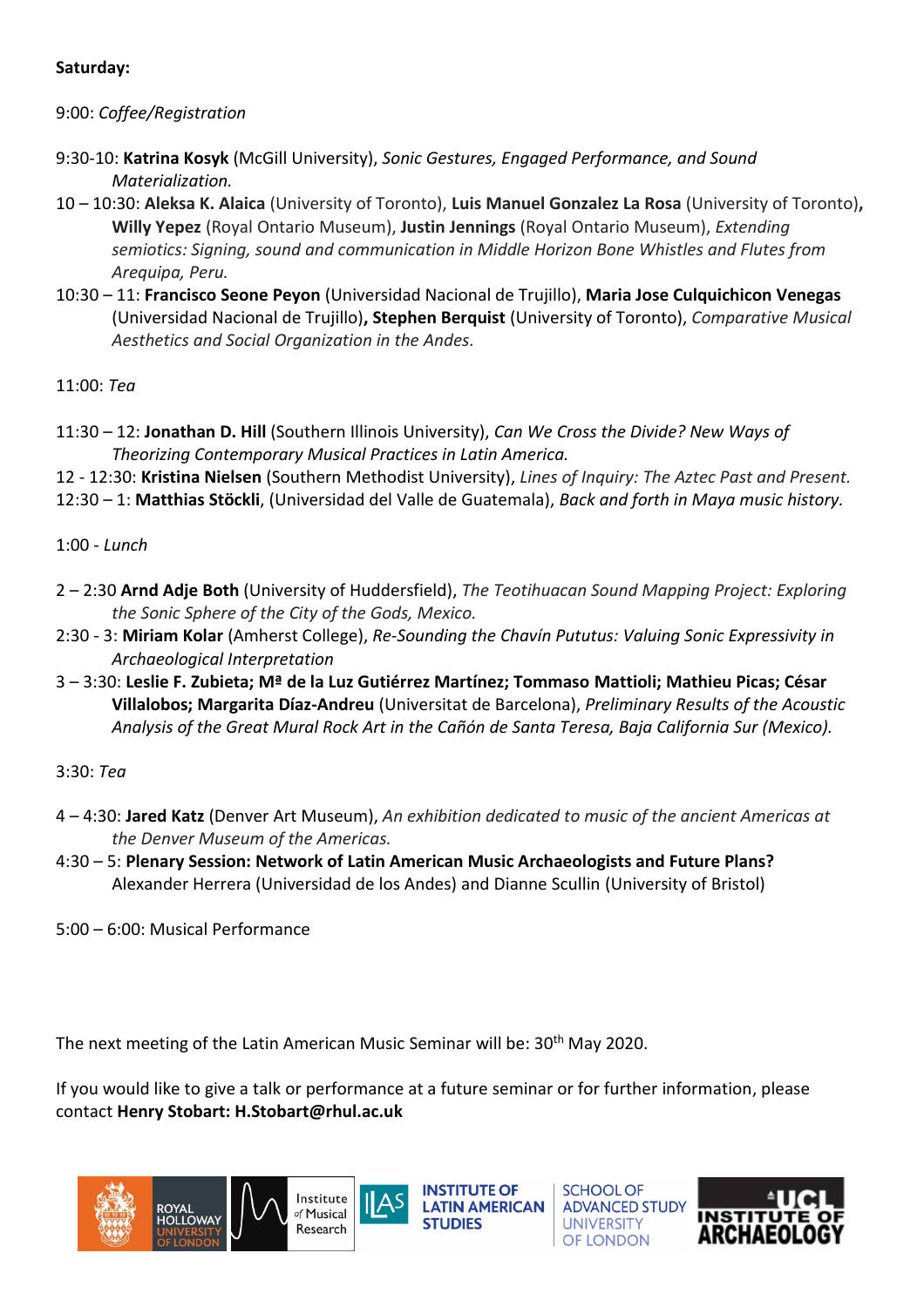**Saturday:**

9:00: *Coffee/Registration*

9:30-10: **Katrina Kosyk** (McGill University), *Sonic Gestures, Engaged Performance, and Sound Materialization.*

10 – 10:30: **Aleksa K. Alaica** (University of Toronto), **Luis Manuel Gonzalez La Rosa** (University of Toronto)**, Willy Yepez** (Royal Ontario Museum), **Justin Jennings** (Royal Ontario Museum), *Extending semiotics: Signing, sound and communication in Middle Horizon Bone Whistles and Flutes from Arequipa, Peru.*

10:30 – 11: **Francisco Seone Peyon** (Universidad Nacional de Trujillo), **Maria Jose Culquichicon Venegas** (Universidad Nacional de Trujillo)**, Stephen Berquist** (University of Toronto), *Comparative Musical Aesthetics and Social Organization in the Andes.*

11:00: *Tea*

11:30 – 12: **Jonathan D. Hill** (Southern Illinois University), *Can We Cross the Divide? New Ways of Theorizing Contemporary Musical Practices in Latin America.*

12 - 12:30: **Kristina Nielsen** (Southern Methodist University), *Lines of Inquiry: The Aztec Past and Present.*

12:30 – 1: **Matthias Stöckli**, (Universidad del Valle de Guatemala), *Back and forth in Maya music history.*

1:00 - *Lunch*

2 – 2:30 **Arnd Adje Both** (University of Huddersfield), *The Teotihuacan Sound Mapping Project: Exploring the Sonic Sphere of the City of the Gods, Mexico.*

2:30 - 3: **Miriam Kolar** (Amherst College), *Re-Sounding the Chavín Pututus: Valuing Sonic Expressivity in Archaeological Interpretation*

3 – 3:30: **Leslie F. Zubieta; Mª de la Luz Gutiérrez Martínez; Tommaso Mattioli; Mathieu Picas; César Villalobos; Margarita Díaz-Andreu** (Universitat de Barcelona), *Preliminary Results of the Acoustic Analysis of the Great Mural Rock Art in the Cañón de Santa Teresa, Baja California Sur (Mexico).*

3:30: *Tea*

4 – 4:30: **Jared Katz** (Denver Art Museum), *An exhibition dedicated to music of the ancient Americas at the Denver Museum of the Americas.*

4:30 – 5: **Plenary Session: Network of Latin American Music Archaeologists and Future Plans?** Alexander Herrera (Universidad de los Andes) and Dianne Scullin (University of Bristol)

5:00 – 6:00: Musical Performance

The next meeting of the Latin American Music Seminar will be: 30th May 2020.

If you would like to give a talk or performance at a future seminar or for further information, please contact **Henry Stobart: H.Stobart@rhul.ac.uk**

ROYAL HOLLOWAY UNIVERSITY OF LONDON | Institute of Musical Research | ILAS INSTITUTE OF LATIN AMERICAN STUDIES | SCHOOL OF ADVANCED STUDY UNIVERSITY OF LONDON | UCL INSTITUTE OF ARCHAEOLOGY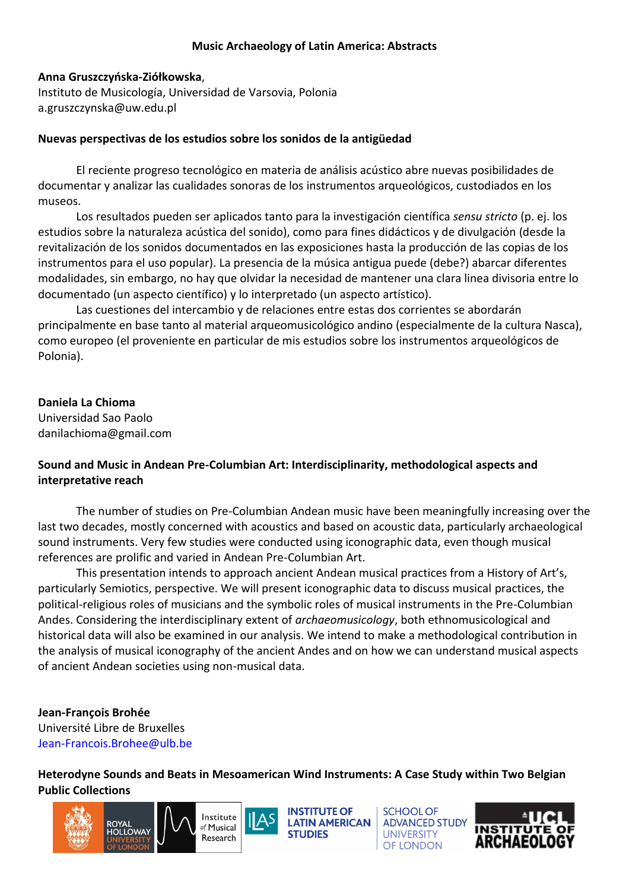## Music Archaeology of Latin America: Abstracts

**Anna Gruszczyńska-Ziółkowska**,
Instituto de Musicología, Universidad de Varsovia, Polonia
a.gruszczynska@uw.edu.pl

**Nuevas perspectivas de los estudios sobre los sonidos de la antigüedad**

El reciente progreso tecnológico en materia de análisis acústico abre nuevas posibilidades de documentar y analizar las cualidades sonoras de los instrumentos arqueológicos, custodiados en los museos.

Los resultados pueden ser aplicados tanto para la investigación científica *sensu stricto* (p. ej. los estudios sobre la naturaleza acústica del sonido), como para fines didácticos y de divulgación (desde la revitalización de los sonidos documentados en las exposiciones hasta la producción de las copias de los instrumentos para el uso popular). La presencia de la música antigua puede (debe?) abarcar diferentes modalidades, sin embargo, no hay que olvidar la necesidad de mantener una clara linea divisoria entre lo documentado (un aspecto científico) y lo interpretado (un aspecto artístico).

Las cuestiones del intercambio y de relaciones entre estas dos corrientes se abordarán principalmente en base tanto al material arqueomusicológico andino (especialmente de la cultura Nasca), como europeo (el proveniente en particular de mis estudios sobre los instrumentos arqueológicos de Polonia).

**Daniela La Chioma**
Universidad Sao Paolo
danilachioma@gmail.com

**Sound and Music in Andean Pre-Columbian Art: Interdisciplinarity, methodological aspects and interpretative reach**

The number of studies on Pre-Columbian Andean music have been meaningfully increasing over the last two decades, mostly concerned with acoustics and based on acoustic data, particularly archaeological sound instruments. Very few studies were conducted using iconographic data, even though musical references are prolific and varied in Andean Pre-Columbian Art.

This presentation intends to approach ancient Andean musical practices from a History of Art's, particularly Semiotics, perspective. We will present iconographic data to discuss musical practices, the political-religious roles of musicians and the symbolic roles of musical instruments in the Pre-Columbian Andes. Considering the interdisciplinary extent of *archaeomusicology*, both ethnomusicological and historical data will also be examined in our analysis. We intend to make a methodological contribution in the analysis of musical iconography of the ancient Andes and on how we can understand musical aspects of ancient Andean societies using non-musical data.

**Jean-François Brohée**
Université Libre de Bruxelles
Jean-Francois.Brohee@ulb.be

**Heterodyne Sounds and Beats in Mesoamerican Wind Instruments: A Case Study within Two Belgian Public Collections**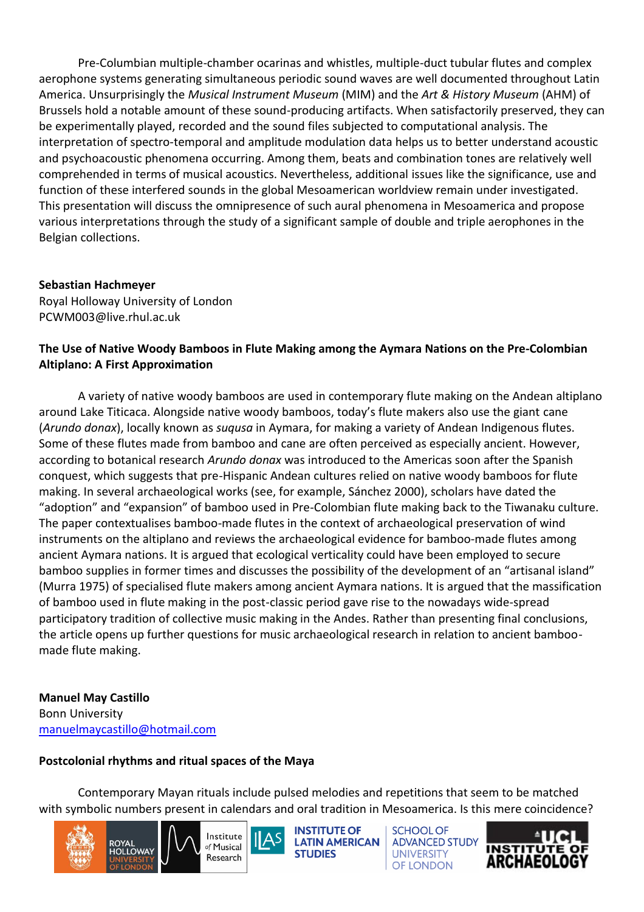Pre-Columbian multiple-chamber ocarinas and whistles, multiple-duct tubular flutes and complex aerophone systems generating simultaneous periodic sound waves are well documented throughout Latin America. Unsurprisingly the *Musical Instrument Museum* (MIM) and the *Art & History Museum* (AHM) of Brussels hold a notable amount of these sound-producing artifacts. When satisfactorily preserved, they can be experimentally played, recorded and the sound files subjected to computational analysis. The interpretation of spectro-temporal and amplitude modulation data helps us to better understand acoustic and psychoacoustic phenomena occurring. Among them, beats and combination tones are relatively well comprehended in terms of musical acoustics. Nevertheless, additional issues like the significance, use and function of these interfered sounds in the global Mesoamerican worldview remain under investigated. This presentation will discuss the omnipresence of such aural phenomena in Mesoamerica and propose various interpretations through the study of a significant sample of double and triple aerophones in the Belgian collections.

**Sebastian Hachmeyer**
Royal Holloway University of London
PCWM003@live.rhul.ac.uk

**The Use of Native Woody Bamboos in Flute Making among the Aymara Nations on the Pre-Colombian Altiplano: A First Approximation**

A variety of native woody bamboos are used in contemporary flute making on the Andean altiplano around Lake Titicaca. Alongside native woody bamboos, today's flute makers also use the giant cane (*Arundo donax*), locally known as *suqusa* in Aymara, for making a variety of Andean Indigenous flutes. Some of these flutes made from bamboo and cane are often perceived as especially ancient. However, according to botanical research *Arundo donax* was introduced to the Americas soon after the Spanish conquest, which suggests that pre-Hispanic Andean cultures relied on native woody bamboos for flute making. In several archaeological works (see, for example, Sánchez 2000), scholars have dated the "adoption" and "expansion" of bamboo used in Pre-Colombian flute making back to the Tiwanaku culture. The paper contextualises bamboo-made flutes in the context of archaeological preservation of wind instruments on the altiplano and reviews the archaeological evidence for bamboo-made flutes among ancient Aymara nations. It is argued that ecological verticality could have been employed to secure bamboo supplies in former times and discusses the possibility of the development of an "artisanal island" (Murra 1975) of specialised flute makers among ancient Aymara nations. It is argued that the massification of bamboo used in flute making in the post-classic period gave rise to the nowadays wide-spread participatory tradition of collective music making in the Andes. Rather than presenting final conclusions, the article opens up further questions for music archaeological research in relation to ancient bamboo-made flute making.

**Manuel May Castillo**
Bonn University
manuelmaycastillo@hotmail.com

**Postcolonial rhythms and ritual spaces of the Maya**

Contemporary Mayan rituals include pulsed melodies and repetitions that seem to be matched with symbolic numbers present in calendars and oral tradition in Mesoamerica. Is this mere coincidence?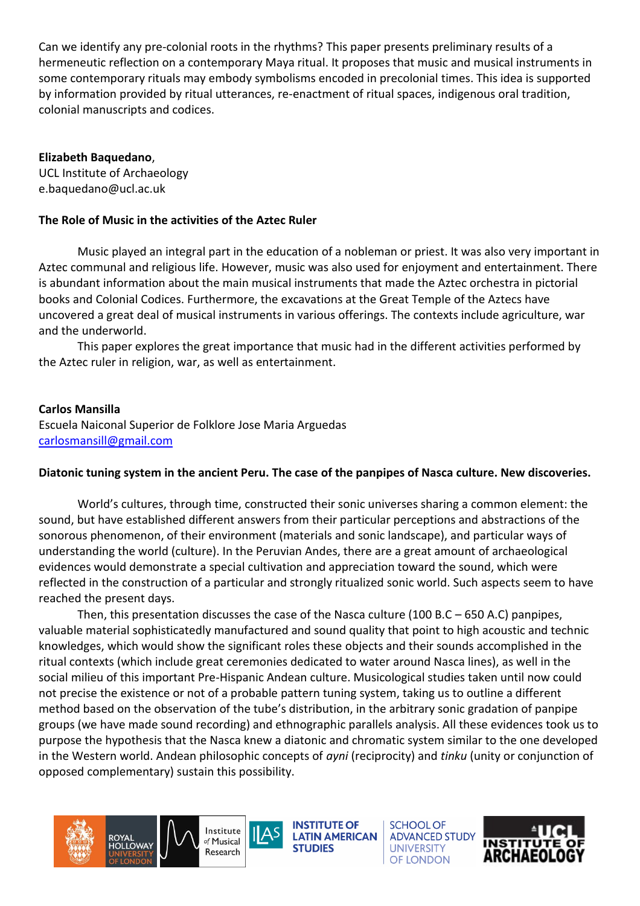Can we identify any pre-colonial roots in the rhythms? This paper presents preliminary results of a hermeneutic reflection on a contemporary Maya ritual. It proposes that music and musical instruments in some contemporary rituals may embody symbolisms encoded in precolonial times. This idea is supported by information provided by ritual utterances, re-enactment of ritual spaces, indigenous oral tradition, colonial manuscripts and codices.

**Elizabeth Baquedano**,
UCL Institute of Archaeology
e.baquedano@ucl.ac.uk

**The Role of Music in the activities of the Aztec Ruler**

Music played an integral part in the education of a nobleman or priest. It was also very important in Aztec communal and religious life. However, music was also used for enjoyment and entertainment. There is abundant information about the main musical instruments that made the Aztec orchestra in pictorial books and Colonial Codices. Furthermore, the excavations at the Great Temple of the Aztecs have uncovered a great deal of musical instruments in various offerings. The contexts include agriculture, war and the underworld.

This paper explores the great importance that music had in the different activities performed by the Aztec ruler in religion, war, as well as entertainment.

**Carlos Mansilla**
Escuela Naiconal Superior de Folklore Jose Maria Arguedas
carlosmansill@gmail.com

**Diatonic tuning system in the ancient Peru. The case of the panpipes of Nasca culture. New discoveries.**

World's cultures, through time, constructed their sonic universes sharing a common element: the sound, but have established different answers from their particular perceptions and abstractions of the sonorous phenomenon, of their environment (materials and sonic landscape), and particular ways of understanding the world (culture). In the Peruvian Andes, there are a great amount of archaeological evidences would demonstrate a special cultivation and appreciation toward the sound, which were reflected in the construction of a particular and strongly ritualized sonic world. Such aspects seem to have reached the present days.

Then, this presentation discusses the case of the Nasca culture (100 B.C – 650 A.C) panpipes, valuable material sophisticatedly manufactured and sound quality that point to high acoustic and technic knowledges, which would show the significant roles these objects and their sounds accomplished in the ritual contexts (which include great ceremonies dedicated to water around Nasca lines), as well in the social milieu of this important Pre-Hispanic Andean culture. Musicological studies taken until now could not precise the existence or not of a probable pattern tuning system, taking us to outline a different method based on the observation of the tube's distribution, in the arbitrary sonic gradation of panpipe groups (we have made sound recording) and ethnographic parallels analysis. All these evidences took us to purpose the hypothesis that the Nasca knew a diatonic and chromatic system similar to the one developed in the Western world. Andean philosophic concepts of *ayni* (reciprocity) and *tinku* (unity or conjunction of opposed complementary) sustain this possibility.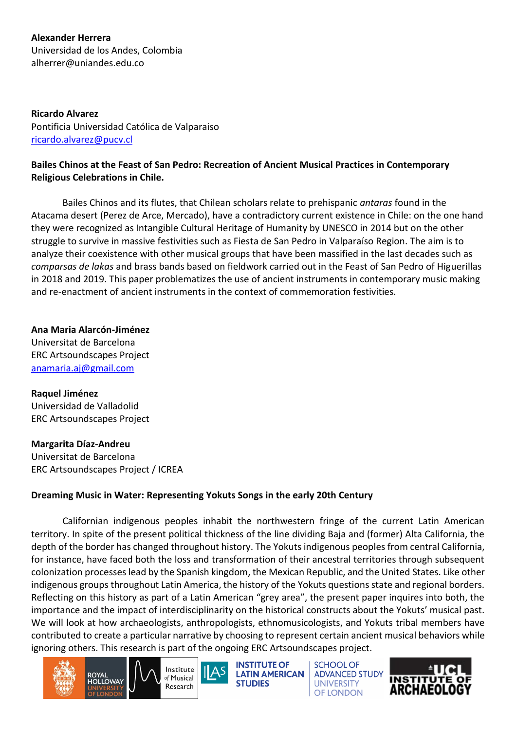**Alexander Herrera**
Universidad de los Andes, Colombia
alherrer@uniandes.edu.co

**Ricardo Alvarez**
Pontificia Universidad Católica de Valparaiso
ricardo.alvarez@pucv.cl

**Bailes Chinos at the Feast of San Pedro: Recreation of Ancient Musical Practices in Contemporary Religious Celebrations in Chile.**

Bailes Chinos and its flutes, that Chilean scholars relate to prehispanic *antaras* found in the Atacama desert (Perez de Arce, Mercado), have a contradictory current existence in Chile: on the one hand they were recognized as Intangible Cultural Heritage of Humanity by UNESCO in 2014 but on the other struggle to survive in massive festivities such as Fiesta de San Pedro in Valparaíso Region. The aim is to analyze their coexistence with other musical groups that have been massified in the last decades such as *comparsas de lakas* and brass bands based on fieldwork carried out in the Feast of San Pedro of Higuerillas in 2018 and 2019. This paper problematizes the use of ancient instruments in contemporary music making and re-enactment of ancient instruments in the context of commemoration festivities.

**Ana Maria Alarcón-Jiménez**
Universitat de Barcelona
ERC Artsoundscapes Project
anamaria.aj@gmail.com

**Raquel Jiménez**
Universidad de Valladolid
ERC Artsoundscapes Project

**Margarita Díaz-Andreu**
Universitat de Barcelona
ERC Artsoundscapes Project / ICREA

**Dreaming Music in Water: Representing Yokuts Songs in the early 20th Century**

Californian indigenous peoples inhabit the northwestern fringe of the current Latin American territory. In spite of the present political thickness of the line dividing Baja and (former) Alta California, the depth of the border has changed throughout history. The Yokuts indigenous peoples from central California, for instance, have faced both the loss and transformation of their ancestral territories through subsequent colonization processes lead by the Spanish kingdom, the Mexican Republic, and the United States. Like other indigenous groups throughout Latin America, the history of the Yokuts questions state and regional borders. Reflecting on this history as part of a Latin American "grey area", the present paper inquires into both, the importance and the impact of interdisciplinarity on the historical constructs about the Yokuts' musical past. We will look at how archaeologists, anthropologists, ethnomusicologists, and Yokuts tribal members have contributed to create a particular narrative by choosing to represent certain ancient musical behaviors while ignoring others. This research is part of the ongoing ERC Artsoundscapes project.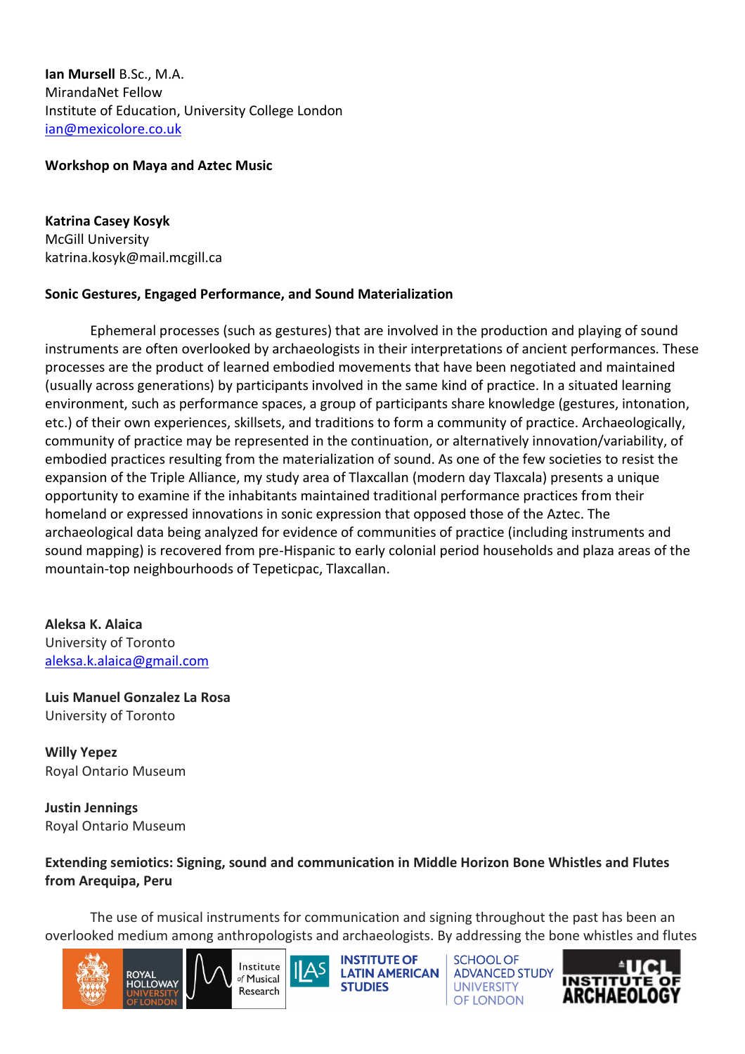**Ian Mursell** B.Sc., M.A.
MirandaNet Fellow
Institute of Education, University College London
ian@mexicolore.co.uk

**Workshop on Maya and Aztec Music**

**Katrina Casey Kosyk**
McGill University
katrina.kosyk@mail.mcgill.ca

**Sonic Gestures, Engaged Performance, and Sound Materialization**

Ephemeral processes (such as gestures) that are involved in the production and playing of sound instruments are often overlooked by archaeologists in their interpretations of ancient performances. These processes are the product of learned embodied movements that have been negotiated and maintained (usually across generations) by participants involved in the same kind of practice. In a situated learning environment, such as performance spaces, a group of participants share knowledge (gestures, intonation, etc.) of their own experiences, skillsets, and traditions to form a community of practice. Archaeologically, community of practice may be represented in the continuation, or alternatively innovation/variability, of embodied practices resulting from the materialization of sound. As one of the few societies to resist the expansion of the Triple Alliance, my study area of Tlaxcallan (modern day Tlaxcala) presents a unique opportunity to examine if the inhabitants maintained traditional performance practices from their homeland or expressed innovations in sonic expression that opposed those of the Aztec. The archaeological data being analyzed for evidence of communities of practice (including instruments and sound mapping) is recovered from pre-Hispanic to early colonial period households and plaza areas of the mountain-top neighbourhoods of Tepeticpac, Tlaxcallan.

**Aleksa K. Alaica**
University of Toronto
aleksa.k.alaica@gmail.com

**Luis Manuel Gonzalez La Rosa**
University of Toronto

**Willy Yepez**
Royal Ontario Museum

**Justin Jennings**
Royal Ontario Museum

**Extending semiotics: Signing, sound and communication in Middle Horizon Bone Whistles and Flutes from Arequipa, Peru**

The use of musical instruments for communication and signing throughout the past has been an overlooked medium among anthropologists and archaeologists. By addressing the bone whistles and flutes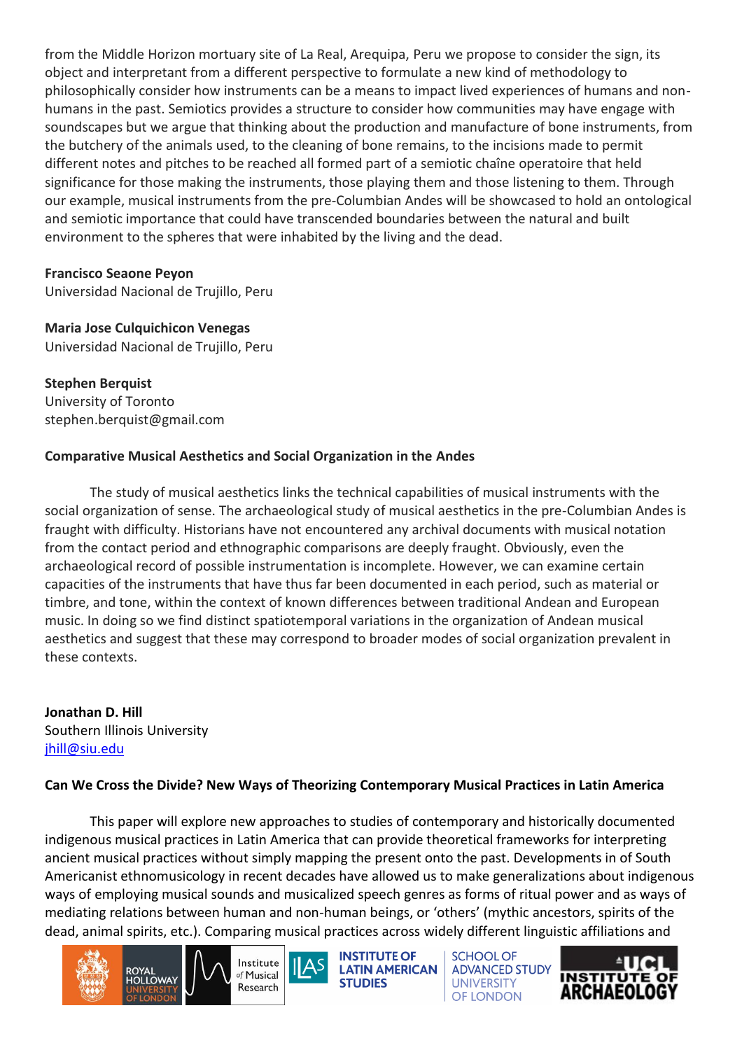from the Middle Horizon mortuary site of La Real, Arequipa, Peru we propose to consider the sign, its object and interpretant from a different perspective to formulate a new kind of methodology to philosophically consider how instruments can be a means to impact lived experiences of humans and non-humans in the past. Semiotics provides a structure to consider how communities may have engage with soundscapes but we argue that thinking about the production and manufacture of bone instruments, from the butchery of the animals used, to the cleaning of bone remains, to the incisions made to permit different notes and pitches to be reached all formed part of a semiotic chaîne operatoire that held significance for those making the instruments, those playing them and those listening to them. Through our example, musical instruments from the pre-Columbian Andes will be showcased to hold an ontological and semiotic importance that could have transcended boundaries between the natural and built environment to the spheres that were inhabited by the living and the dead.

**Francisco Seaone Peyon**
Universidad Nacional de Trujillo, Peru

**Maria Jose Culquichicon Venegas**
Universidad Nacional de Trujillo, Peru

**Stephen Berquist**
University of Toronto
stephen.berquist@gmail.com

**Comparative Musical Aesthetics and Social Organization in the Andes**

The study of musical aesthetics links the technical capabilities of musical instruments with the social organization of sense. The archaeological study of musical aesthetics in the pre-Columbian Andes is fraught with difficulty. Historians have not encountered any archival documents with musical notation from the contact period and ethnographic comparisons are deeply fraught. Obviously, even the archaeological record of possible instrumentation is incomplete. However, we can examine certain capacities of the instruments that have thus far been documented in each period, such as material or timbre, and tone, within the context of known differences between traditional Andean and European music. In doing so we find distinct spatiotemporal variations in the organization of Andean musical aesthetics and suggest that these may correspond to broader modes of social organization prevalent in these contexts.

**Jonathan D. Hill**
Southern Illinois University
jhill@siu.edu

**Can We Cross the Divide? New Ways of Theorizing Contemporary Musical Practices in Latin America**

This paper will explore new approaches to studies of contemporary and historically documented indigenous musical practices in Latin America that can provide theoretical frameworks for interpreting ancient musical practices without simply mapping the present onto the past. Developments in of South Americanist ethnomusicology in recent decades have allowed us to make generalizations about indigenous ways of employing musical sounds and musicalized speech genres as forms of ritual power and as ways of mediating relations between human and non-human beings, or 'others' (mythic ancestors, spirits of the dead, animal spirits, etc.). Comparing musical practices across widely different linguistic affiliations and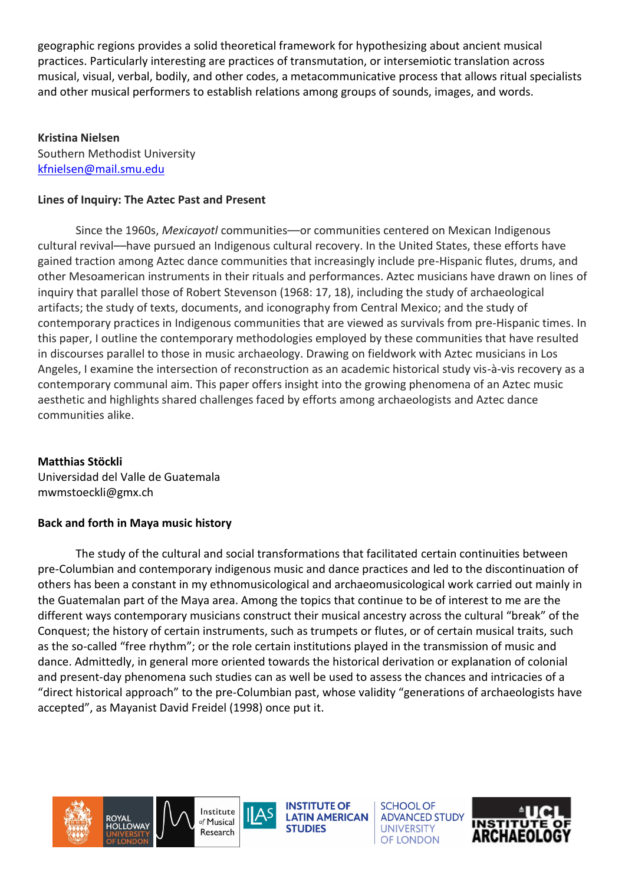geographic regions provides a solid theoretical framework for hypothesizing about ancient musical practices. Particularly interesting are practices of transmutation, or intersemiotic translation across musical, visual, verbal, bodily, and other codes, a metacommunicative process that allows ritual specialists and other musical performers to establish relations among groups of sounds, images, and words.

**Kristina Nielsen**
Southern Methodist University
kfnielsen@mail.smu.edu

**Lines of Inquiry: The Aztec Past and Present**

Since the 1960s, *Mexicayotl* communities—or communities centered on Mexican Indigenous cultural revival—have pursued an Indigenous cultural recovery. In the United States, these efforts have gained traction among Aztec dance communities that increasingly include pre-Hispanic flutes, drums, and other Mesoamerican instruments in their rituals and performances. Aztec musicians have drawn on lines of inquiry that parallel those of Robert Stevenson (1968: 17, 18), including the study of archaeological artifacts; the study of texts, documents, and iconography from Central Mexico; and the study of contemporary practices in Indigenous communities that are viewed as survivals from pre-Hispanic times. In this paper, I outline the contemporary methodologies employed by these communities that have resulted in discourses parallel to those in music archaeology. Drawing on fieldwork with Aztec musicians in Los Angeles, I examine the intersection of reconstruction as an academic historical study vis-à-vis recovery as a contemporary communal aim. This paper offers insight into the growing phenomena of an Aztec music aesthetic and highlights shared challenges faced by efforts among archaeologists and Aztec dance communities alike.

**Matthias Stöckli**
Universidad del Valle de Guatemala
mwmstoeckli@gmx.ch

**Back and forth in Maya music history**

The study of the cultural and social transformations that facilitated certain continuities between pre-Columbian and contemporary indigenous music and dance practices and led to the discontinuation of others has been a constant in my ethnomusicological and archaeomusicological work carried out mainly in the Guatemalan part of the Maya area. Among the topics that continue to be of interest to me are the different ways contemporary musicians construct their musical ancestry across the cultural "break" of the Conquest; the history of certain instruments, such as trumpets or flutes, or of certain musical traits, such as the so-called "free rhythm"; or the role certain institutions played in the transmission of music and dance. Admittedly, in general more oriented towards the historical derivation or explanation of colonial and present-day phenomena such studies can as well be used to assess the chances and intricacies of a "direct historical approach" to the pre-Columbian past, whose validity "generations of archaeologists have accepted", as Mayanist David Freidel (1998) once put it.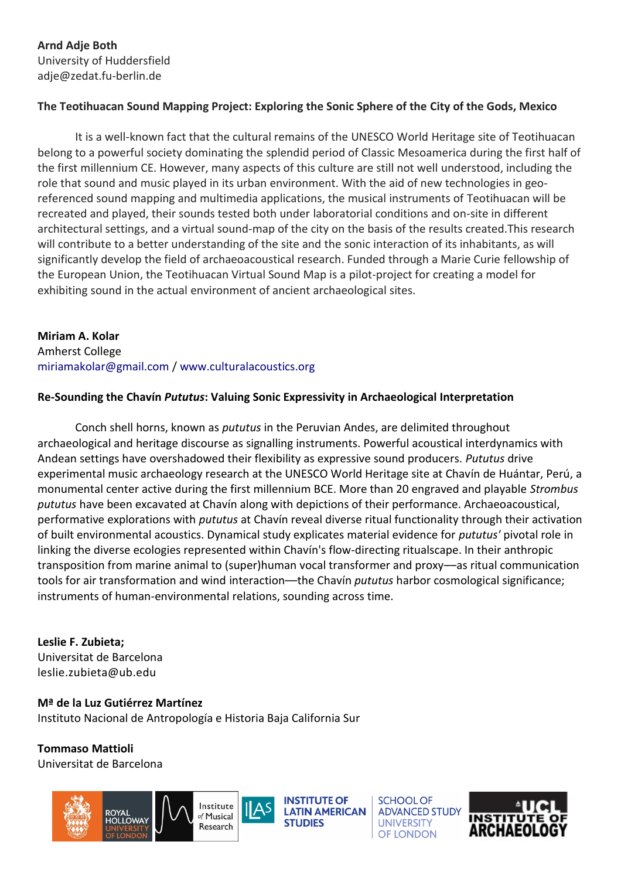**Arnd Adje Both**
University of Huddersfield
adje@zedat.fu-berlin.de

**The Teotihuacan Sound Mapping Project: Exploring the Sonic Sphere of the City of the Gods, Mexico**

It is a well-known fact that the cultural remains of the UNESCO World Heritage site of Teotihuacan belong to a powerful society dominating the splendid period of Classic Mesoamerica during the first half of the first millennium CE. However, many aspects of this culture are still not well understood, including the role that sound and music played in its urban environment. With the aid of new technologies in geo-referenced sound mapping and multimedia applications, the musical instruments of Teotihuacan will be recreated and played, their sounds tested both under laboratorial conditions and on-site in different architectural settings, and a virtual sound-map of the city on the basis of the results created.This research will contribute to a better understanding of the site and the sonic interaction of its inhabitants, as will significantly develop the field of archaeoacoustical research. Funded through a Marie Curie fellowship of the European Union, the Teotihuacan Virtual Sound Map is a pilot-project for creating a model for exhibiting sound in the actual environment of ancient archaeological sites.

**Miriam A. Kolar**
Amherst College
miriamakolar@gmail.com / www.culturalacoustics.org

**Re-Sounding the Chavín *Pututus*: Valuing Sonic Expressivity in Archaeological Interpretation**

Conch shell horns, known as *pututus* in the Peruvian Andes, are delimited throughout archaeological and heritage discourse as signalling instruments. Powerful acoustical interdynamics with Andean settings have overshadowed their flexibility as expressive sound producers. *Pututus* drive experimental music archaeology research at the UNESCO World Heritage site at Chavín de Huántar, Perú, a monumental center active during the first millennium BCE. More than 20 engraved and playable *Strombus pututus* have been excavated at Chavín along with depictions of their performance. Archaeoacoustical, performative explorations with *pututus* at Chavín reveal diverse ritual functionality through their activation of built environmental acoustics. Dynamical study explicates material evidence for *pututus'* pivotal role in linking the diverse ecologies represented within Chavín's flow-directing ritualscape. In their anthropic transposition from marine animal to (super)human vocal transformer and proxy—as ritual communication tools for air transformation and wind interaction—the Chavín *pututus* harbor cosmological significance; instruments of human-environmental relations, sounding across time.

**Leslie F. Zubieta;**
Universitat de Barcelona
leslie.zubieta@ub.edu

**Mª de la Luz Gutiérrez Martínez**
Instituto Nacional de Antropología e Historia Baja California Sur

**Tommaso Mattioli**
Universitat de Barcelona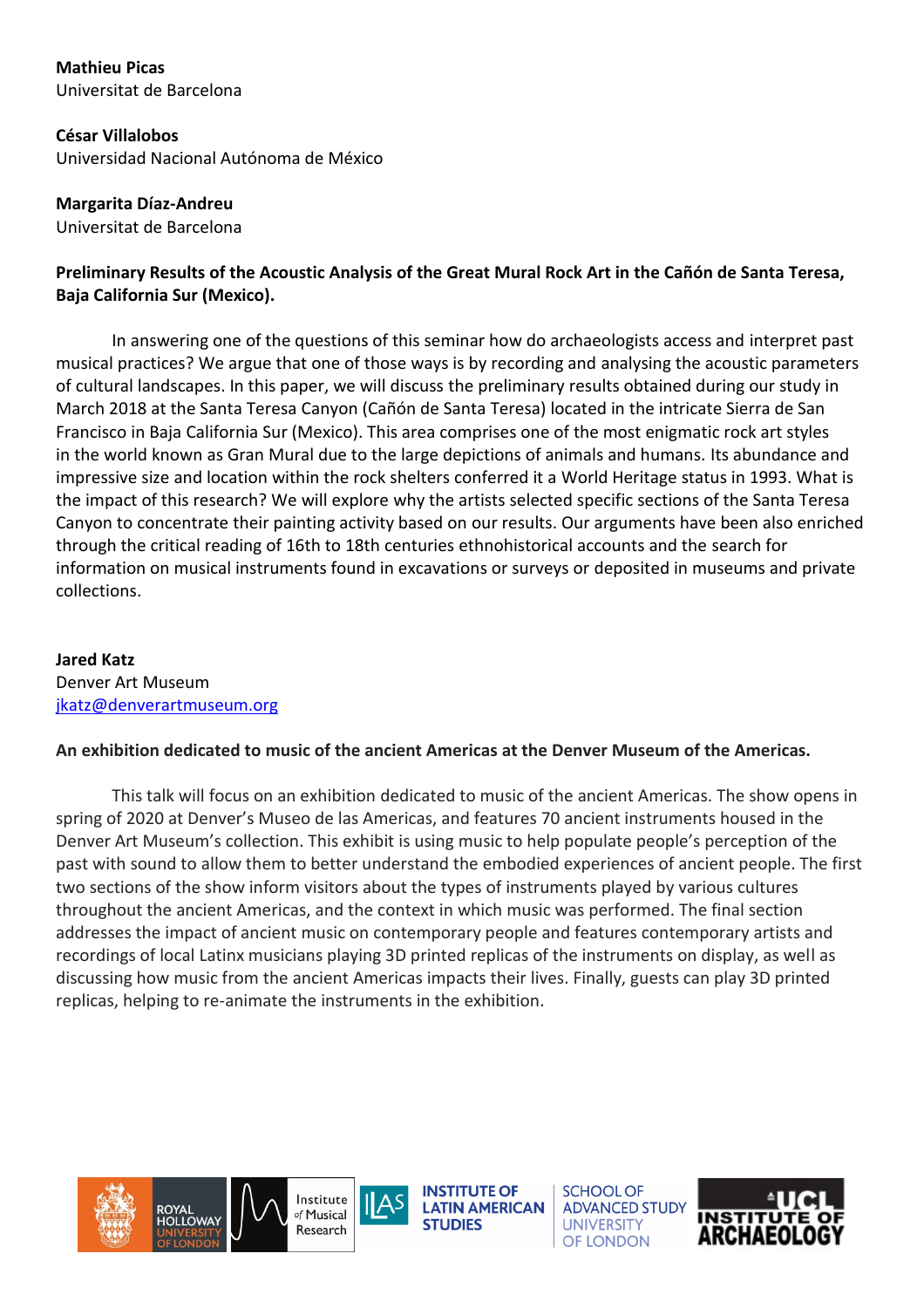**Mathieu Picas**
Universitat de Barcelona

**César Villalobos**
Universidad Nacional Autónoma de México

**Margarita Díaz-Andreu**
Universitat de Barcelona

**Preliminary Results of the Acoustic Analysis of the Great Mural Rock Art in the Cañón de Santa Teresa, Baja California Sur (Mexico).**

In answering one of the questions of this seminar how do archaeologists access and interpret past musical practices? We argue that one of those ways is by recording and analysing the acoustic parameters of cultural landscapes. In this paper, we will discuss the preliminary results obtained during our study in March 2018 at the Santa Teresa Canyon (Cañón de Santa Teresa) located in the intricate Sierra de San Francisco in Baja California Sur (Mexico). This area comprises one of the most enigmatic rock art styles in the world known as Gran Mural due to the large depictions of animals and humans. Its abundance and impressive size and location within the rock shelters conferred it a World Heritage status in 1993. What is the impact of this research? We will explore why the artists selected specific sections of the Santa Teresa Canyon to concentrate their painting activity based on our results. Our arguments have been also enriched through the critical reading of 16th to 18th centuries ethnohistorical accounts and the search for information on musical instruments found in excavations or surveys or deposited in museums and private collections.

**Jared Katz**
Denver Art Museum
jkatz@denverartmuseum.org

**An exhibition dedicated to music of the ancient Americas at the Denver Museum of the Americas.**

This talk will focus on an exhibition dedicated to music of the ancient Americas. The show opens in spring of 2020 at Denver's Museo de las Americas, and features 70 ancient instruments housed in the Denver Art Museum's collection. This exhibit is using music to help populate people's perception of the past with sound to allow them to better understand the embodied experiences of ancient people. The first two sections of the show inform visitors about the types of instruments played by various cultures throughout the ancient Americas, and the context in which music was performed. The final section addresses the impact of ancient music on contemporary people and features contemporary artists and recordings of local Latinx musicians playing 3D printed replicas of the instruments on display, as well as discussing how music from the ancient Americas impacts their lives. Finally, guests can play 3D printed replicas, helping to re-animate the instruments in the exhibition.